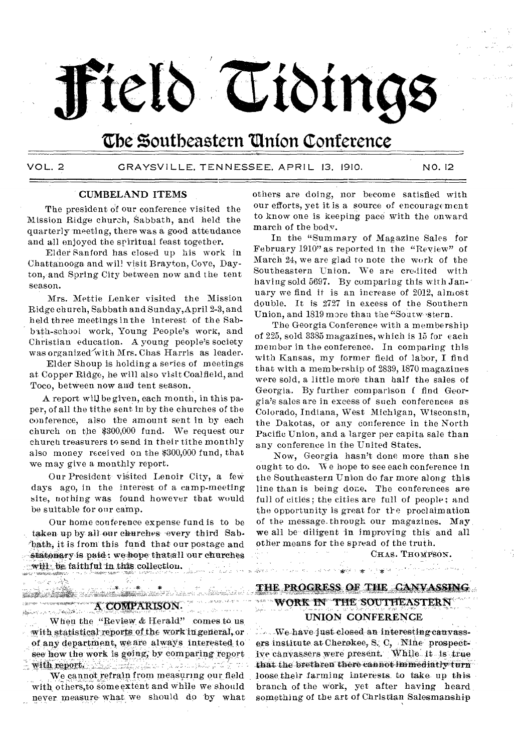# Field Tidings

## The Southeastern Union Conference

VOL. 2 GRAYSVILLE, TENNESSEE, APRIL 13, 1910. NO. 12

### CUMBELAND ITEMS

The president of our conference visited the Mission Ridge church, Sabbath, and held the quarterly meeting, there was a good attendance and all enjoyed the spiritual feast together.

Elder Sanford has closed up his work in Chattanooga and will visit Brayton, Cove, Dayton, and Spring City between now and the tent season.

Mrs. Mettie Lenker visited the Mission Ridge church, Sabbath and Sunday, April 2-3, and held three meetings in the interest of the Sabbath-school work, Young People's work, and Christian education. A young people's society was organized with Mrs. Chas Harris as leader.

Elder Shoup is holding a series of meetings at Copper Ridge, he will also visit Coalfield, and Toco, between now and tent season.

A report will be given, each month, in this paper, of all the tithe sent in by the churches of the conference, also the amount sent in by each church on the $300,000 fund. We request our church treasurers to send in their tithe monthly also money received on the $300,000 fund, that we may give a monthly report.

Our President visited Lenoir City, a few days ago, in the interest of a camp-meeting site, nothing was found however that would be suitable for our camp.

Our home conference expense fund is to be taken up by all our churches every third Sabbath, it is from this fund that our postage and stationary is paid: we hope that all our churches will be faithful in this collection.

\* \* \*

### A COMPARISON.

When the "Review & Herald" comes to us with statistical reports of the work in general, or of any department, we are always interested to see how the work is going, by comparing report with report.

We cannot refrain from measuring our field with others, to some extent and while we should never measure what we should do by what others are doing, nor become satisfied with our efforts, yet it is a source of encouragement to know one is keeping pace with the onward march of the body.

In the "Summary of Magazine Sales for February 1910" as reported in the "Review" of March 24, we are glad to note the work of the Southeastern Union. We are credited with having sold 5697. By comparing this with January we find it is an increase of 2012, almost double. It is 2727 in excess of the Southern Union, and 1819 more than the "Southwestern.

The Georgia Conference with a membership of 225, sold 3385 magazines, which is 15 for each member in the conference. In comparing this with Kansas, my former field of labor, I find that with a membership of 2839, 1870 magazines were sold, a little more than half the sales of Georgia. By further comparison I find Georgia's sales are in excess of such conferences as Colorado, Indiana, West Michigan, Wisconsin, the Dakotas, or any conference in the North Pacific Union, and a larger per capita sale than any conference in the United States.

Now, Georgia hasn't done more than she ought to do. We hope to see each conference in the Southeastern Union do far more along this line than is being done. The conferences are full of cities; the cities are full of people; and the opportunity is great for the proclaimation of the message through our magazines. May we all be diligent in improving this and all other means for the spread of the truth.

CHAS. THOMPSON.

\* \* \*

### THE PROGRESS OF THE CANVASSING WORK IN THE SOUTHEASTERN UNION CONFERENCE

We have just closed an interesting canvassers institute at Cherokee, S. C. Nine prospective canvassers were present. While it is true that the brethren there cannot immediatly turn loose their farming interests to take up this branch of the work, yet after having heard something of the art of Christian Salesmanship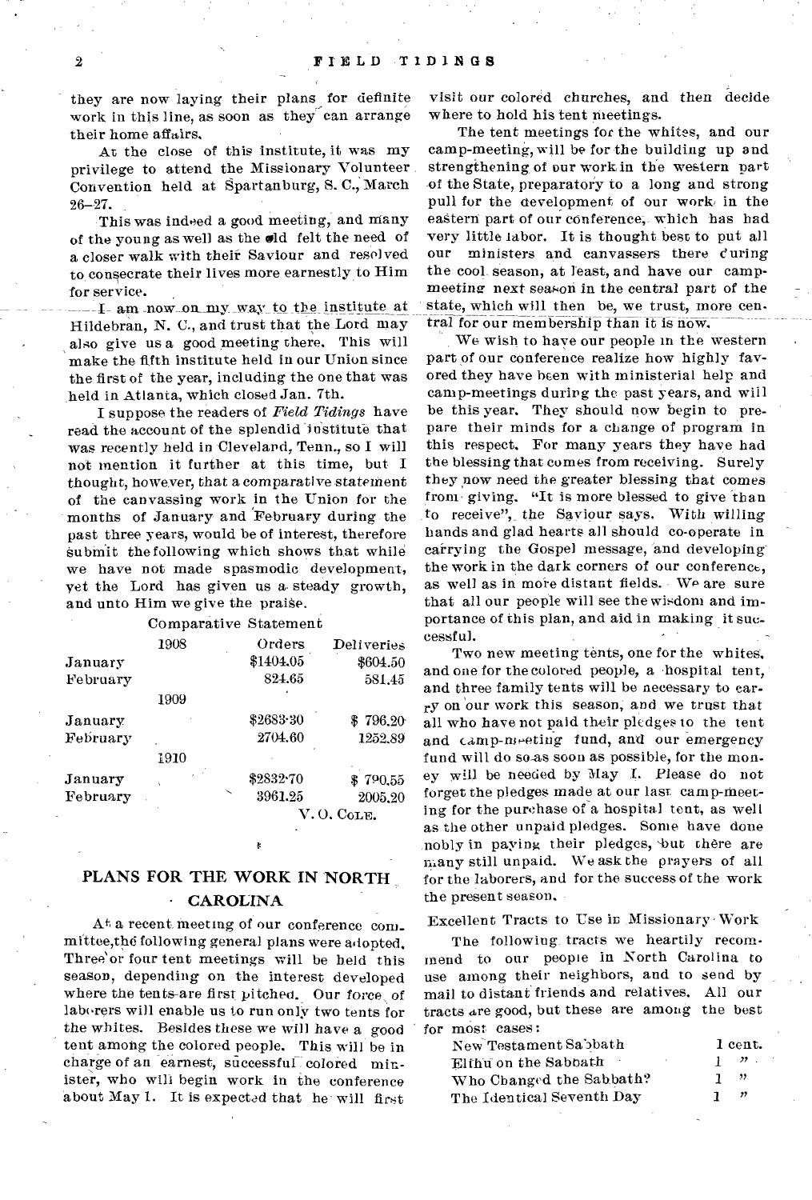they are now laying their plans for definite work in this line, as soon as they can arrange their home affairs.

At the close of this institute, it was my privilege to attend the Missionary Volunteer Convention held at Spartanburg, S. C., March 26–27.

This was indeed a good meeting, and many of the young as well as the old felt the need of a closer walk with their Saviour and resolved to consecrate their lives more earnestly to Him for service.

I am now on my way to the institute at Hildebran, N. C., and trust that the Lord may also give us a good meeting there. This will make the fifth institute held in our Union since the first of the year, including the one that was held in Atlanta, which closed Jan. 7th.

I suppose the readers of *Field Tidings* have read the account of the splendid institute that was recently held in Cleveland, Tenn., so I will not mention it further at this time, but I thought, however, that a comparative statement of the canvassing work in the Union for the months of January and February during the past three years, would be of interest, therefore submit the following which shows that while we have not made spasmodic development, yet the Lord has given us a steady growth, and unto Him we give the praise.

Comparative Statement

| 1908 | Orders | Deliveries |
|---|---|---|
| January | $1404.05 | $604.50 |
| February | 824.65 | 581.45 |
| **1909** | | |
| January | $2683.30 | $ 796.20 |
| February | 2704.60 | 1252.89 |
| **1910** | | |
| January | $2832.70 | $ 790.55 |
| February | 3961.25 | 2005.20 |

V. O. COLE.

## PLANS FOR THE WORK IN NORTH CAROLINA

At a recent meeting of our conference committee, the following general plans were adopted. Three or four tent meetings will be held this season, depending on the interest developed where the tents are first pitched. Our force of laborers will enable us to run only two tents for the whites. Besides these we will have a good tent among the colored people. This will be in charge of an earnest, successful colored minister, who will begin work in the conference about May 1. It is expected that he will first visit our colored churches, and then decide where to hold his tent meetings.

The tent meetings for the whites, and our camp-meeting, will be for the building up and strengthening of our work in the western part of the State, preparatory to a long and strong pull for the development of our work in the eastern part of our conference, which has had very little labor. It is thought best to put all our ministers and canvassers there during the cool season, at least, and have our camp-meeting next season in the central part of the state, which will then be, we trust, more central for our membership than it is now.

We wish to have our people in the western part of our conference realize how highly favored they have been with ministerial help and camp-meetings during the past years, and will be this year. They should now begin to prepare their minds for a change of program in this respect. For many years they have had the blessing that comes from receiving. Surely they now need the greater blessing that comes from giving. "It is more blessed to give than to receive", the Saviour says. With willing hands and glad hearts all should co-operate in carrying the Gospel message, and developing the work in the dark corners of our conference, as well as in more distant fields. We are sure that all our people will see the wisdom and importance of this plan, and aid in making it successful.

Two new meeting tents, one for the whites, and one for the colored people, a hospital tent, and three family tents will be necessary to carry on our work this season, and we trust that all who have not paid their pledges to the tent and camp-meeting fund, and our emergency fund will do so as soon as possible, for the money will be needed by May 1. Please do not forget the pledges made at our last camp-meeting for the purchase of a hospital tent, as well as the other unpaid pledges. Some have done nobly in paying their pledges, but there are many still unpaid. We ask the prayers of all for the laborers, and for the success of the work the present season.

### Excellent Tracts to Use in Missionary Work

The following tracts we heartily recommend to our people in North Carolina to use among their neighbors, and to send by mail to distant friends and relatives. All our tracts are good, but these are among the best for most cases:

| | |
|---|---|
| New Testament Sabbath | 1 cent. |
| Elihu on the Sabbath | 1 " |
| Who Changed the Sabbath? | 1 " |
| The Identical Seventh Day | 1 " |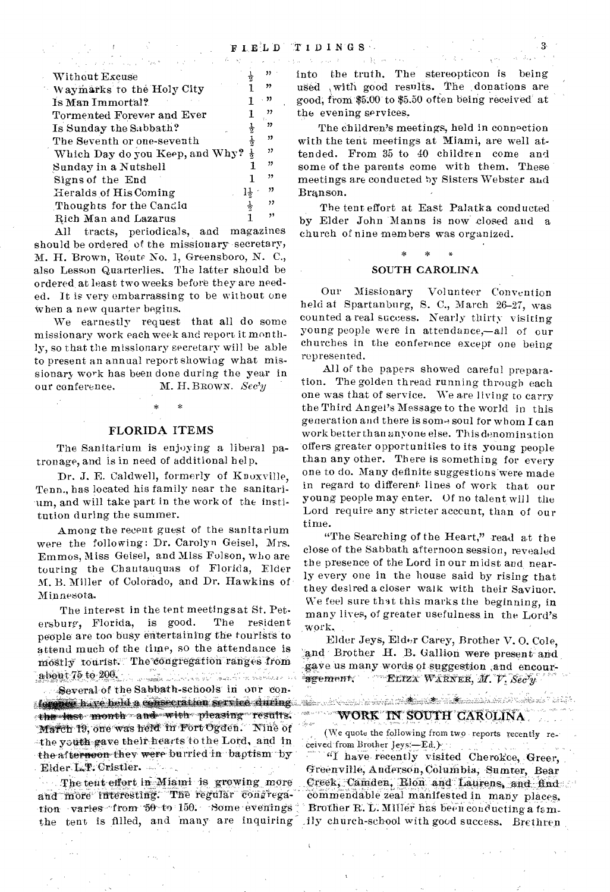| | | |
|---|---|---|
| Without Excuse | ½ | " |
| Waymarks to the Holy City | 1 | " |
| Is Man Immortal? | 1 | " |
| Tormented Forever and Ever | 1 | " |
| Is Sunday the Sabbath? | ½ | " |
| The Seventh or one-seventh | ½ | " |
| Which Day do you Keep, and Why? | ½ | " |
| Sunday in a Nutshell | 1 | " |
| Signs of the End | 1 | " |
| Heralds of His Coming | 1½ | " |
| Thoughts for the Candid | ½ | " |
| Rich Man and Lazarus | 1 | " |

All tracts, periodicals, and magazines should be ordered of the missionary secretary, M. H. Brown, Route No. 1, Greensboro, N. C., also Lesson Quarterlies. The latter should be ordered at least two weeks before they are needed. It is very embarrassing to be without one when a new quarter begins.

We earnestly request that all do some missionary work each week and report it monthly, so that the missionary secretary will be able to present an annual report showing what missionary work has been done during the year in our conference. M. H. BROWN. *Sec'y*

\* \*

## FLORIDA ITEMS

The Sanitarium is enjoying a liberal patronage, and is in need of additional help.

Dr. J. E. Caldwell, formerly of Knoxville, Tenn., has located his family near the sanitarium, and will take part in the work of the institution during the summer.

Among the recent guest of the sanitarium were the following: Dr. Carolyn Geisel, Mrs. Emmos, Miss Geisel, and Miss Folson, who are touring the Chautauquas of Florida, Elder M. B. Miller of Colorado, and Dr. Hawkins of Minnesota.

The interest in the tent meetings at St. Petersburg, Florida, is good. The resident people are too busy entertaining the tourists to attend much of the time, so the attendance is mostly tourist. The congregation ranges from about 75 to 200.

Several of the Sabbath-schools in our conference have held a consecration service during the last month and with pleasing results. March 19, one was held in Fort Ogden. Nine of the youth gave their hearts to the Lord, and in the afternoon they were burried in baptism by Elder L. T. Cristler.

The tent effort in Miami is growing more and more interesting. The regular congregation varies from 50 to 150. Some evenings the tent is filled, and many are inquiring into the truth. The stereopticon is being used with good results. The donations are good, from $5.00 to $5.50 often being received at the evening services.

The children's meetings, held in connection with the tent meetings at Miami, are well attended. From 35 to 40 children come and some of the parents come with them. These meetings are conducted by Sisters Webster and Branson.

The tent effort at East Palatka conducted by Elder John Manns is now closed and a church of nine members was organized.

\* \* \*

## SOUTH CAROLINA

Our Missionary Volunteer Convention held at Spartanburg, S. C., March 26–27, was counted a real success. Nearly thirty visiting young people were in attendance,—all of our churches in the conference except one being represented.

All of the papers showed careful preparation. The golden thread running through each one was that of service. We are living to carry the Third Angel's Message to the world in this generation and there is some soul for whom I can work better than anyone else. This denomination offers greater opportunities to its young people than any other. There is something for every one to do. Many definite suggestions were made in regard to different lines of work that our young people may enter. Of no talent will the Lord require any stricter account, than of our time.

"The Searching of the Heart," read at the close of the Sabbath afternoon session, revealed the presence of the Lord in our midst and nearly every one in the house said by rising that they desired a closer walk with their Saviuor. We feel sure that this marks the beginning, in many lives, of greater usefulness in the Lord's work.

Elder Jeys, Elder Carey, Brother V. O. Cole, and Brother H. B. Gallion were present and gave us many words of suggestion and encouragement. ELIZA WARNER, *M. V. Sec'y*

\* \* \*

## WORK IN SOUTH CAROLINA

(We quote the following from two reports recently received from Brother Jeys:—Ed.)

"I have recently visited Cherokee, Greer, Greenville, Anderson, Columbia, Sumter, Bear Creek, Camden, Rion and Laurens, and find commendable zeal manifested in many places. Brother R. L. Miller has been conducting a family church-school with good success. Brethren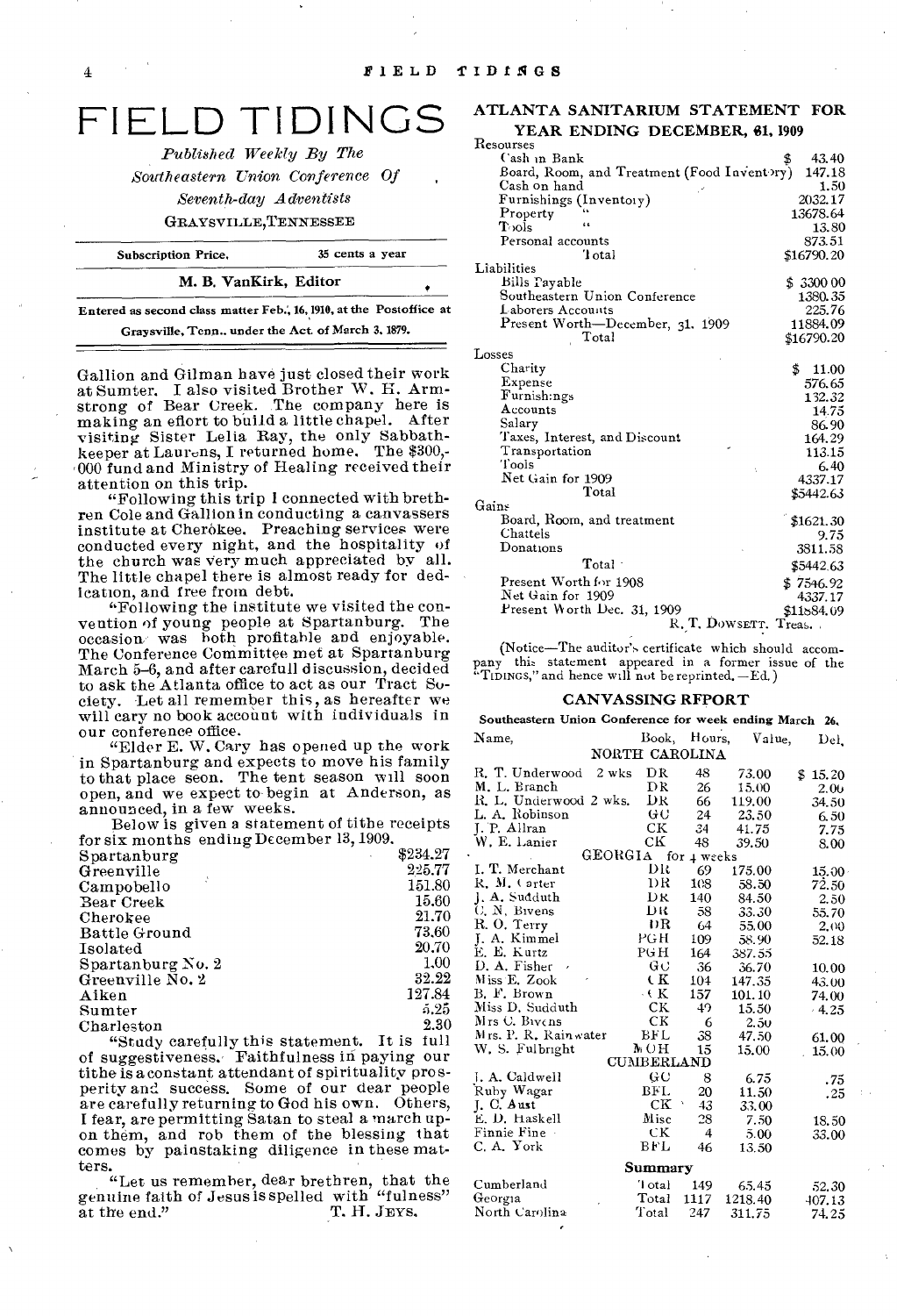# FIELD TIDINGS

*Published Weekly By The*

*Southeastern Union Conference Of*

*Seventh-day Adventists*

GRAYSVILLE, TENNESSEE

Subscription Price, 35 cents a year

**M. B. VanKirk, Editor**

Entered as second class matter Feb. 16, 1910, at the Postoffice at Graysville, Tenn., under the Act of March 3, 1879.

Gallion and Gilman have just closed their work at Sumter. I also visited Brother W. H. Armstrong of Bear Creek. The company here is making an effort to build a little chapel. After visiting Sister Lelia Ray, the only Sabbath-keeper at Laurens, I returned home. The $300,000 fund and Ministry of Healing received their attention on this trip.

"Following this trip I connected with brethren Cole and Gallion in conducting a canvassers institute at Cherokee. Preaching services were conducted every night, and the hospitality of the church was very much appreciated by all. The little chapel there is almost ready for dedication, and free from debt.

"Following the institute we visited the convention of young people at Spartanburg. The occasion was both profitable and enjoyable. The Conference Committee met at Spartanburg March 5–6, and after carefull discussion, decided to ask the Atlanta office to act as our Tract Society. Let all remember this, as hereafter we will cary no book account with individuals in our conference office.

"Elder E. W. Cary has opened up the work in Spartanburg and expects to move his family to that place soon. The tent season will soon open, and we expect to begin at Anderson, as announced, in a few weeks.

Below is given a statement of tithe receipts for six months ending December 13, 1909.

| | |
|---|---|
| Spartanburg | $234.27 |
| Greenville | 225.77 |
| Campobello | 151.80 |
| Bear Creek | 15.60 |
| Cherokee | 21.70 |
| Battle Ground | 73.60 |
| Isolated | 20.70 |
| Spartanburg No. 2 | 1.00 |
| Greenville No. 2 | 32.22 |
| Aiken | 127.84 |
| Sumter | 5.25 |
| Charleston | 2.30 |

"Study carefully this statement. It is full of suggestiveness. Faithfulness in paying our tithe is a constant attendant of spirituality prosperity and success. Some of our dear people are carefully returning to God his own. Others, I fear, are permitting Satan to steal a march upon them, and rob them of the blessing that comes by painstaking diligence in these matters.

"Let us remember, dear brethren, that the genuine faith of Jesus is spelled with "fulness" at the end."

T. H. JEYS.

## ATLANTA SANITARIUM STATEMENT FOR YEAR ENDING DECEMBER, 31, 1909

| | |
|---|---|
| **Resourses** | |
| Cash in Bank | $ 43.40 |
| Board, Room, and Treatment (Food Inventory) | 147.18 |
| Cash on hand | 1.50 |
| Furnishings (Inventory) | 2032.17 |
| Property " | 13678.64 |
| Tools " | 13.80 |
| Personal accounts | 873.51 |
| Total | $16790.20 |
| **Liabilities** | |
| Bills Payable | $ 3300 00 |
| Southeastern Union Conference | 1380.35 |
| Laborers Accounts | 225.76 |
| Present Worth—December, 31. 1909 | 11884.09 |
| Total | $16790.20 |
| **Losses** | |
| Charity | $ 11.00 |
| Expense | 576.65 |
| Furnishings | 132.32 |
| Accounts | 14.75 |
| Salary | 86.90 |
| Taxes, Interest, and Discount | 164.29 |
| Transportation | 113.15 |
| Tools | 6.40 |
| Net Gain for 1909 | 4337.17 |
| Total | $5442.63 |
| **Gains** | |
| Board, Room, and treatment | $1621.30 |
| Chattels | 9.75 |
| Donations | 3811.58 |
| Total | $5442.63 |
| Present Worth for 1908 | $ 7546.92 |
| Net Gain for 1909 | 4337.17 |
| Present Worth Dec. 31, 1909 | $11884.09 |

R. T. DOWSETT, Treas.

(Notice—The auditor's certificate which should accompany this statement appeared in a former issue of the "TIDINGS," and hence will not be reprinted.—Ed.)

## CANVASSING REPORT

**Southeastern Union Conference for week ending March 26.**

| Name, | Book, | Hours, | Value, | Del. |
|---|---|---|---|---|
| **NORTH CAROLINA** | | | | |
| R. T. Underwood 2 wks | DR | 48 | 73.00 | $ 15.20 |
| M. L. Branch | DR | 26 | 15.00 | 2.00 |
| R. L. Underwood 2 wks. | DR | 66 | 119.00 | 34.50 |
| L. A. Robinson | GC | 24 | 23.50 | 6.50 |
| J. P. Allran | CK | 34 | 41.75 | 7.75 |
| W. E. Lanier | CK | 48 | 39.50 | 8.00 |
| **GEORGIA for 4 weeks** | | | | |
| I. T. Merchant | DR | 69 | 175.00 | 15.00 |
| R. M. Carter | DR | 108 | 58.50 | 72.50 |
| J. A. Sudduth | DR | 140 | 84.50 | 2.50 |
| C. N. Bivens | DR | 58 | 33.30 | 55.70 |
| R. O. Terry | DR | 64 | 55.00 | 2.00 |
| J. A. Kimmel | PGH | 109 | 58.90 | 52.18 |
| E. E. Kurtz | PGH | 164 | 387.55 | |
| D. A. Fisher | GC | 36 | 36.70 | 10.00 |
| Miss E. Zook | CK | 104 | 147.35 | 43.00 |
| B. F. Brown | CK | 157 | 101.10 | 74.00 |
| Miss D. Sudduth | CK | 49 | 15.50 | 4.25 |
| Mrs C. Bivens | CK | 6 | 2.50 | |
| Mrs. P. R. Rainwater | BFL | 38 | 47.50 | 61.00 |
| W. S. Fulbright | MOH | 15 | 15.00 | 15.00 |
| **CUMBERLAND** | | | | |
| J. A. Caldwell | GC | 8 | 6.75 | .75 |
| Ruby Wagar | BFL | 20 | 11.50 | .25 |
| J. C. Aust | CK | 43 | 33.00 | |
| E. D. Haskell | Misc | 28 | 7.50 | 18.50 |
| Finnie Fine | CK | 4 | 5.00 | 33.00 |
| C. A. York | BFL | 46 | 13.50 | |
| **Summary** | | | | |
| Cumberland | Total | 149 | 65.45 | 52.30 |
| Georgia | Total | 1117 | 1218.40 | 407.13 |
| North Carolina | Total | 247 | 311.75 | 74.25 |